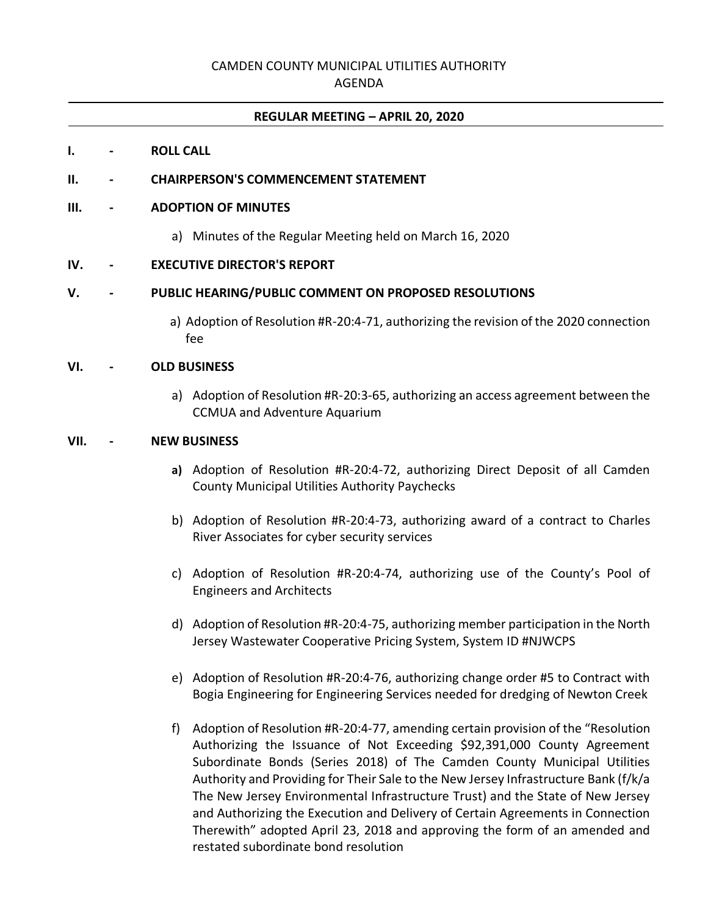CAMDEN COUNTY MUNICIPAL UTILITIES AUTHORITY
AGENDA

**REGULAR MEETING – APRIL 20, 2020**

**I. - ROLL CALL**

**II. - CHAIRPERSON'S COMMENCEMENT STATEMENT**

**III. - ADOPTION OF MINUTES**

a) Minutes of the Regular Meeting held on March 16, 2020

**IV. - EXECUTIVE DIRECTOR'S REPORT**

**V. - PUBLIC HEARING/PUBLIC COMMENT ON PROPOSED RESOLUTIONS**

a) Adoption of Resolution #R-20:4-71, authorizing the revision of the 2020 connection fee

**VI. - OLD BUSINESS**

a) Adoption of Resolution #R-20:3-65, authorizing an access agreement between the CCMUA and Adventure Aquarium

**VII. - NEW BUSINESS**

**a)** Adoption of Resolution #R-20:4-72, authorizing Direct Deposit of all Camden County Municipal Utilities Authority Paychecks

b) Adoption of Resolution #R-20:4-73, authorizing award of a contract to Charles River Associates for cyber security services

c) Adoption of Resolution #R-20:4-74, authorizing use of the County's Pool of Engineers and Architects

d) Adoption of Resolution #R-20:4-75, authorizing member participation in the North Jersey Wastewater Cooperative Pricing System, System ID #NJWCPS

e) Adoption of Resolution #R-20:4-76, authorizing change order #5 to Contract with Bogia Engineering for Engineering Services needed for dredging of Newton Creek

f) Adoption of Resolution #R-20:4-77, amending certain provision of the "Resolution Authorizing the Issuance of Not Exceeding $92,391,000 County Agreement Subordinate Bonds (Series 2018) of The Camden County Municipal Utilities Authority and Providing for Their Sale to the New Jersey Infrastructure Bank (f/k/a The New Jersey Environmental Infrastructure Trust) and the State of New Jersey and Authorizing the Execution and Delivery of Certain Agreements in Connection Therewith" adopted April 23, 2018 and approving the form of an amended and restated subordinate bond resolution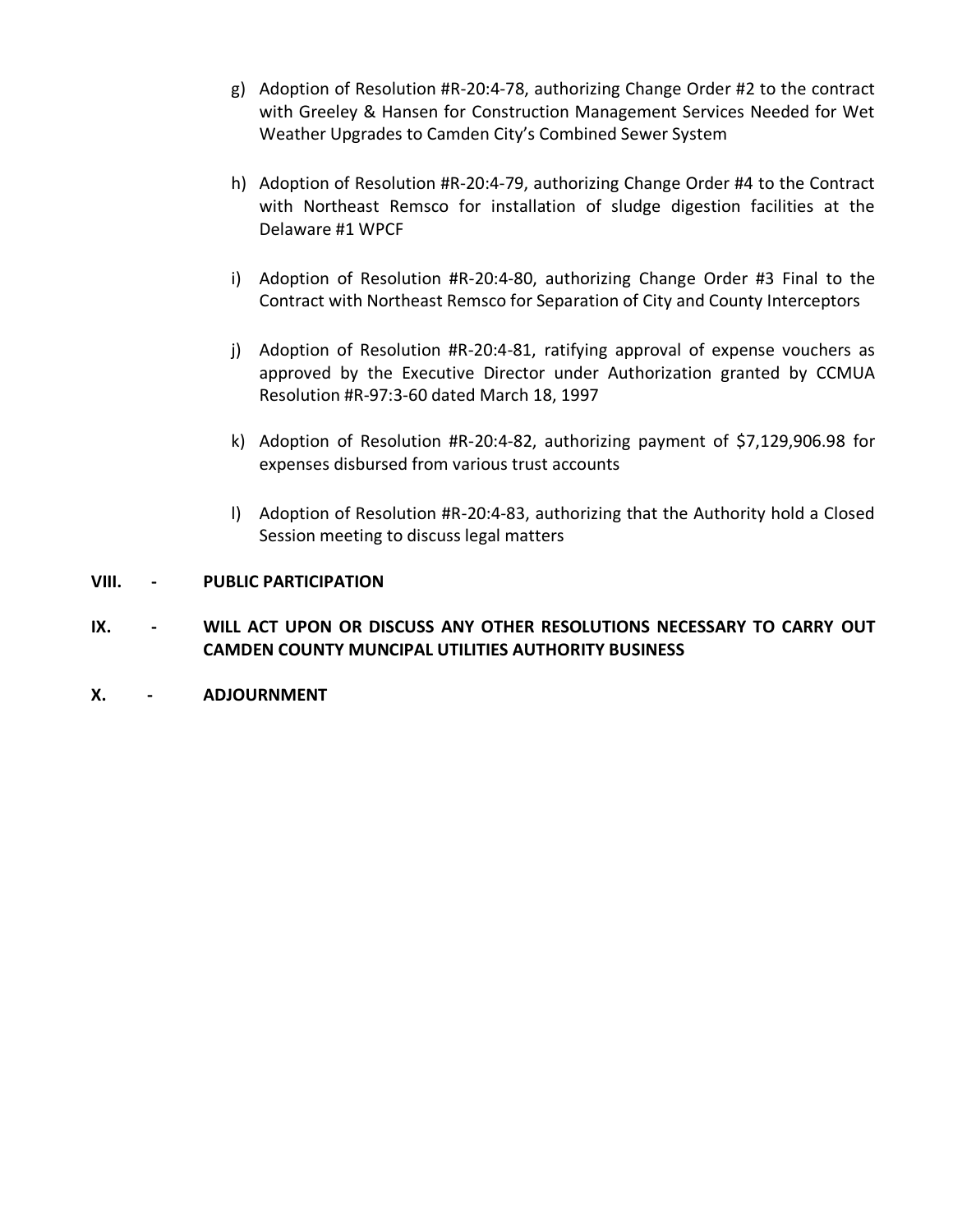g) Adoption of Resolution #R-20:4-78, authorizing Change Order #2 to the contract with Greeley & Hansen for Construction Management Services Needed for Wet Weather Upgrades to Camden City's Combined Sewer System

h) Adoption of Resolution #R-20:4-79, authorizing Change Order #4 to the Contract with Northeast Remsco for installation of sludge digestion facilities at the Delaware #1 WPCF

i) Adoption of Resolution #R-20:4-80, authorizing Change Order #3 Final to the Contract with Northeast Remsco for Separation of City and County Interceptors

j) Adoption of Resolution #R-20:4-81, ratifying approval of expense vouchers as approved by the Executive Director under Authorization granted by CCMUA Resolution #R-97:3-60 dated March 18, 1997

k) Adoption of Resolution #R-20:4-82, authorizing payment of $7,129,906.98 for expenses disbursed from various trust accounts

l) Adoption of Resolution #R-20:4-83, authorizing that the Authority hold a Closed Session meeting to discuss legal matters

**VIII. - PUBLIC PARTICIPATION**

**IX. - WILL ACT UPON OR DISCUSS ANY OTHER RESOLUTIONS NECESSARY TO CARRY OUT CAMDEN COUNTY MUNCIPAL UTILITIES AUTHORITY BUSINESS**

**X. - ADJOURNMENT**